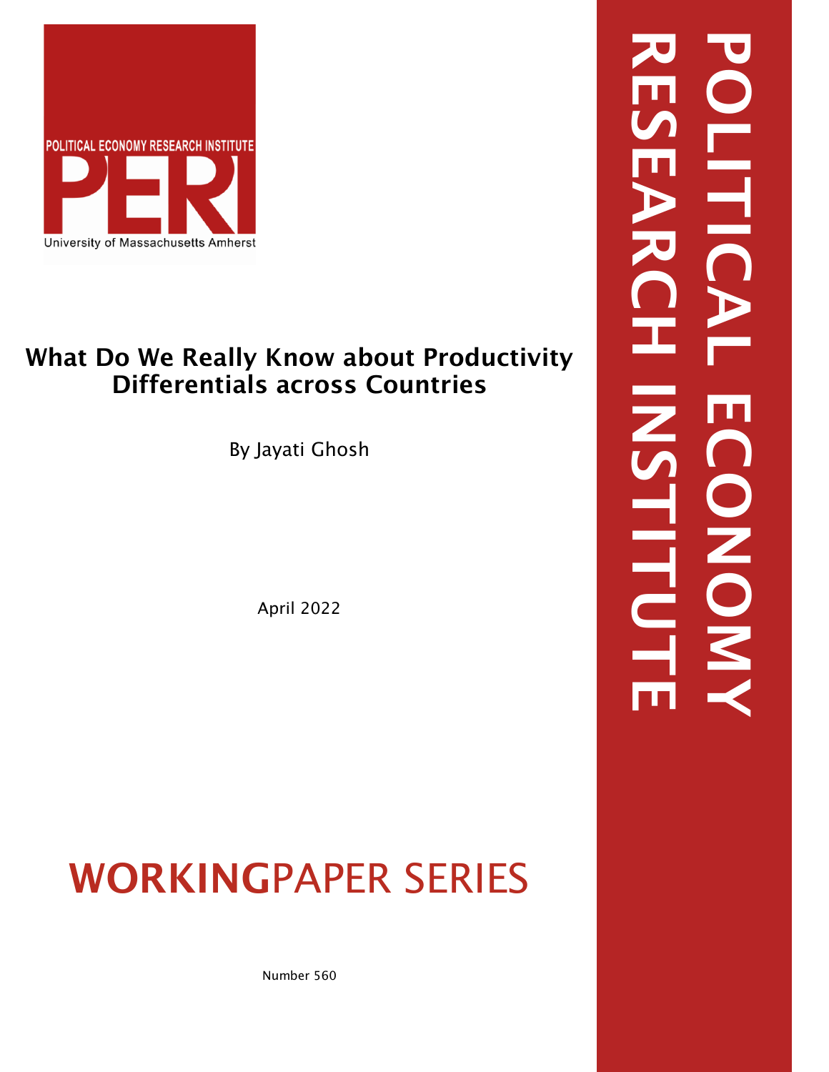POLITICAL ECONOMY RESEARCH INSTITUTE

PERI

University of Massachusetts Amherst

# What Do We Really Know about Productivity Differentials across Countries

By Jayati Ghosh

April 2022

## WORKINGPAPER SERIES

Number 560

POLITICAL ECONOMY RESEARCH INSTITUTE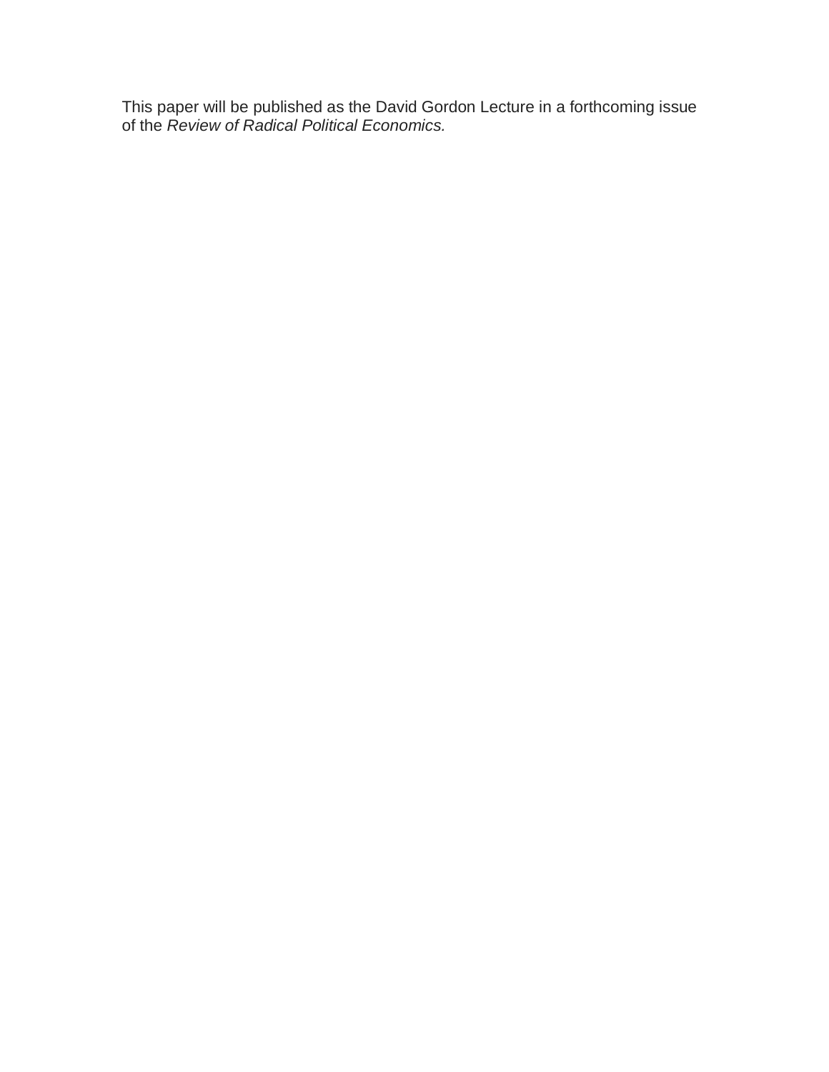This paper will be published as the David Gordon Lecture in a forthcoming issue of the *Review of Radical Political Economics.*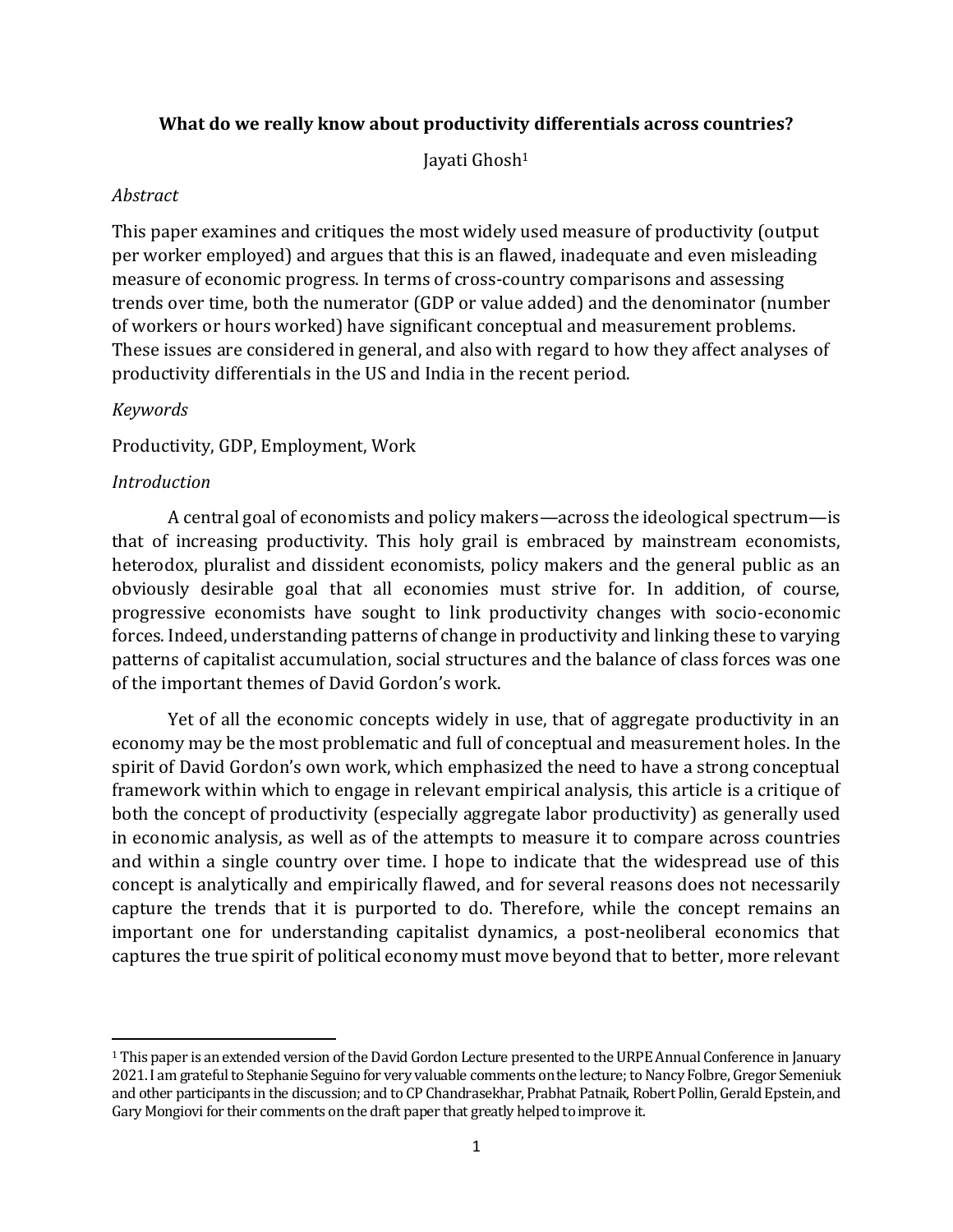**What do we really know about productivity differentials across countries?**

Jayati Ghosh[1]

*Abstract*

This paper examines and critiques the most widely used measure of productivity (output per worker employed) and argues that this is an flawed, inadequate and even misleading measure of economic progress. In terms of cross-country comparisons and assessing trends over time, both the numerator (GDP or value added) and the denominator (number of workers or hours worked) have significant conceptual and measurement problems. These issues are considered in general, and also with regard to how they affect analyses of productivity differentials in the US and India in the recent period.

*Keywords*

Productivity, GDP, Employment, Work

*Introduction*

A central goal of economists and policy makers—across the ideological spectrum—is that of increasing productivity. This holy grail is embraced by mainstream economists, heterodox, pluralist and dissident economists, policy makers and the general public as an obviously desirable goal that all economies must strive for. In addition, of course, progressive economists have sought to link productivity changes with socio-economic forces. Indeed, understanding patterns of change in productivity and linking these to varying patterns of capitalist accumulation, social structures and the balance of class forces was one of the important themes of David Gordon's work.

Yet of all the economic concepts widely in use, that of aggregate productivity in an economy may be the most problematic and full of conceptual and measurement holes. In the spirit of David Gordon's own work, which emphasized the need to have a strong conceptual framework within which to engage in relevant empirical analysis, this article is a critique of both the concept of productivity (especially aggregate labor productivity) as generally used in economic analysis, as well as of the attempts to measure it to compare across countries and within a single country over time. I hope to indicate that the widespread use of this concept is analytically and empirically flawed, and for several reasons does not necessarily capture the trends that it is purported to do. Therefore, while the concept remains an important one for understanding capitalist dynamics, a post-neoliberal economics that captures the true spirit of political economy must move beyond that to better, more relevant

[1] This paper is an extended version of the David Gordon Lecture presented to the URPE Annual Conference in January 2021. I am grateful to Stephanie Seguino for very valuable comments on the lecture; to Nancy Folbre, Gregor Semeniuk and other participants in the discussion; and to CP Chandrasekhar, Prabhat Patnaik, Robert Pollin, Gerald Epstein, and Gary Mongiovi for their comments on the draft paper that greatly helped to improve it.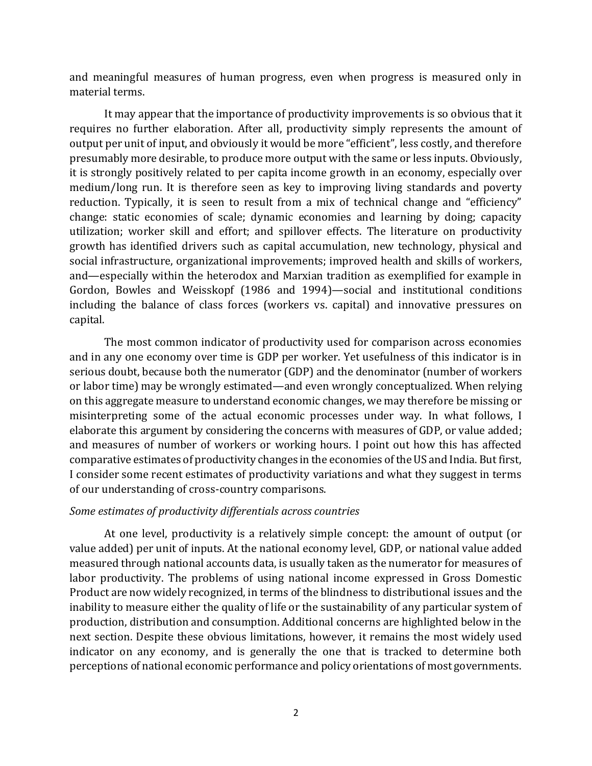and meaningful measures of human progress, even when progress is measured only in material terms.

It may appear that the importance of productivity improvements is so obvious that it requires no further elaboration. After all, productivity simply represents the amount of output per unit of input, and obviously it would be more "efficient", less costly, and therefore presumably more desirable, to produce more output with the same or less inputs. Obviously, it is strongly positively related to per capita income growth in an economy, especially over medium/long run. It is therefore seen as key to improving living standards and poverty reduction. Typically, it is seen to result from a mix of technical change and "efficiency" change: static economies of scale; dynamic economies and learning by doing; capacity utilization; worker skill and effort; and spillover effects. The literature on productivity growth has identified drivers such as capital accumulation, new technology, physical and social infrastructure, organizational improvements; improved health and skills of workers, and—especially within the heterodox and Marxian tradition as exemplified for example in Gordon, Bowles and Weisskopf (1986 and 1994)—social and institutional conditions including the balance of class forces (workers vs. capital) and innovative pressures on capital.

The most common indicator of productivity used for comparison across economies and in any one economy over time is GDP per worker. Yet usefulness of this indicator is in serious doubt, because both the numerator (GDP) and the denominator (number of workers or labor time) may be wrongly estimated—and even wrongly conceptualized. When relying on this aggregate measure to understand economic changes, we may therefore be missing or misinterpreting some of the actual economic processes under way. In what follows, I elaborate this argument by considering the concerns with measures of GDP, or value added; and measures of number of workers or working hours. I point out how this has affected comparative estimates of productivity changes in the economies of the US and India. But first, I consider some recent estimates of productivity variations and what they suggest in terms of our understanding of cross-country comparisons.

*Some estimates of productivity differentials across countries*

At one level, productivity is a relatively simple concept: the amount of output (or value added) per unit of inputs. At the national economy level, GDP, or national value added measured through national accounts data, is usually taken as the numerator for measures of labor productivity. The problems of using national income expressed in Gross Domestic Product are now widely recognized, in terms of the blindness to distributional issues and the inability to measure either the quality of life or the sustainability of any particular system of production, distribution and consumption. Additional concerns are highlighted below in the next section. Despite these obvious limitations, however, it remains the most widely used indicator on any economy, and is generally the one that is tracked to determine both perceptions of national economic performance and policy orientations of most governments.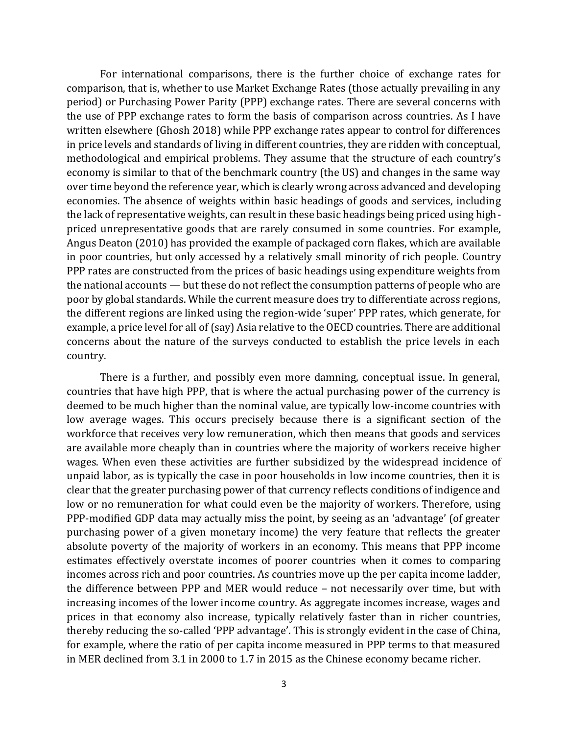For international comparisons, there is the further choice of exchange rates for comparison, that is, whether to use Market Exchange Rates (those actually prevailing in any period) or Purchasing Power Parity (PPP) exchange rates. There are several concerns with the use of PPP exchange rates to form the basis of comparison across countries. As I have written elsewhere (Ghosh 2018) while PPP exchange rates appear to control for differences in price levels and standards of living in different countries, they are ridden with conceptual, methodological and empirical problems. They assume that the structure of each country's economy is similar to that of the benchmark country (the US) and changes in the same way over time beyond the reference year, which is clearly wrong across advanced and developing economies. The absence of weights within basic headings of goods and services, including the lack of representative weights, can result in these basic headings being priced using high-priced unrepresentative goods that are rarely consumed in some countries. For example, Angus Deaton (2010) has provided the example of packaged corn flakes, which are available in poor countries, but only accessed by a relatively small minority of rich people. Country PPP rates are constructed from the prices of basic headings using expenditure weights from the national accounts — but these do not reflect the consumption patterns of people who are poor by global standards. While the current measure does try to differentiate across regions, the different regions are linked using the region-wide 'super' PPP rates, which generate, for example, a price level for all of (say) Asia relative to the OECD countries. There are additional concerns about the nature of the surveys conducted to establish the price levels in each country.

There is a further, and possibly even more damning, conceptual issue. In general, countries that have high PPP, that is where the actual purchasing power of the currency is deemed to be much higher than the nominal value, are typically low-income countries with low average wages. This occurs precisely because there is a significant section of the workforce that receives very low remuneration, which then means that goods and services are available more cheaply than in countries where the majority of workers receive higher wages. When even these activities are further subsidized by the widespread incidence of unpaid labor, as is typically the case in poor households in low income countries, then it is clear that the greater purchasing power of that currency reflects conditions of indigence and low or no remuneration for what could even be the majority of workers. Therefore, using PPP-modified GDP data may actually miss the point, by seeing as an 'advantage' (of greater purchasing power of a given monetary income) the very feature that reflects the greater absolute poverty of the majority of workers in an economy. This means that PPP income estimates effectively overstate incomes of poorer countries when it comes to comparing incomes across rich and poor countries. As countries move up the per capita income ladder, the difference between PPP and MER would reduce – not necessarily over time, but with increasing incomes of the lower income country. As aggregate incomes increase, wages and prices in that economy also increase, typically relatively faster than in richer countries, thereby reducing the so-called 'PPP advantage'. This is strongly evident in the case of China, for example, where the ratio of per capita income measured in PPP terms to that measured in MER declined from 3.1 in 2000 to 1.7 in 2015 as the Chinese economy became richer.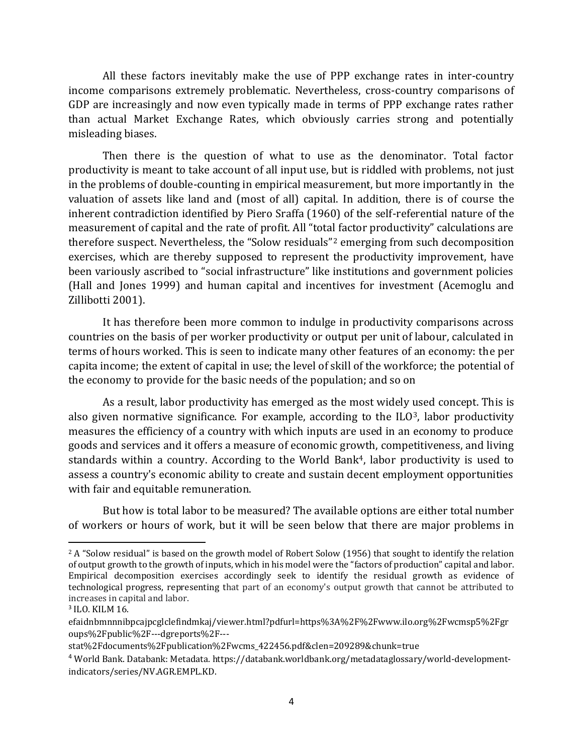All these factors inevitably make the use of PPP exchange rates in inter-country income comparisons extremely problematic. Nevertheless, cross-country comparisons of GDP are increasingly and now even typically made in terms of PPP exchange rates rather than actual Market Exchange Rates, which obviously carries strong and potentially misleading biases.

Then there is the question of what to use as the denominator. Total factor productivity is meant to take account of all input use, but is riddled with problems, not just in the problems of double-counting in empirical measurement, but more importantly in the valuation of assets like land and (most of all) capital. In addition, there is of course the inherent contradiction identified by Piero Sraffa (1960) of the self-referential nature of the measurement of capital and the rate of profit. All "total factor productivity" calculations are therefore suspect. Nevertheless, the "Solow residuals"[2] emerging from such decomposition exercises, which are thereby supposed to represent the productivity improvement, have been variously ascribed to "social infrastructure" like institutions and government policies (Hall and Jones 1999) and human capital and incentives for investment (Acemoglu and Zillibotti 2001).

It has therefore been more common to indulge in productivity comparisons across countries on the basis of per worker productivity or output per unit of labour, calculated in terms of hours worked. This is seen to indicate many other features of an economy: the per capita income; the extent of capital in use; the level of skill of the workforce; the potential of the economy to provide for the basic needs of the population; and so on

As a result, labor productivity has emerged as the most widely used concept. This is also given normative significance. For example, according to the ILO[3], labor productivity measures the efficiency of a country with which inputs are used in an economy to produce goods and services and it offers a measure of economic growth, competitiveness, and living standards within a country. According to the World Bank[4], labor productivity is used to assess a country's economic ability to create and sustain decent employment opportunities with fair and equitable remuneration.

But how is total labor to be measured? The available options are either total number of workers or hours of work, but it will be seen below that there are major problems in

---

[2] A "Solow residual" is based on the growth model of Robert Solow (1956) that sought to identify the relation of output growth to the growth of inputs, which in his model were the "factors of production" capital and labor. Empirical decomposition exercises accordingly seek to identify the residual growth as evidence of technological progress, representing that part of an economy's output growth that cannot be attributed to increases in capital and labor.

[3] ILO. KILM 16. efaidnbmnnnibpcajpcglclefindmkaj/viewer.html?pdfurl=https%3A%2F%2Fwww.ilo.org%2Fwcmsp5%2Fgroups%2Fpublic%2F---dgreports%2F---stat%2Fdocuments%2Fpublication%2Fwcms_422456.pdf&clen=209289&chunk=true

[4] World Bank. Databank: Metadata. https://databank.worldbank.org/metadataglossary/world-development-indicators/series/NV.AGR.EMPL.KD.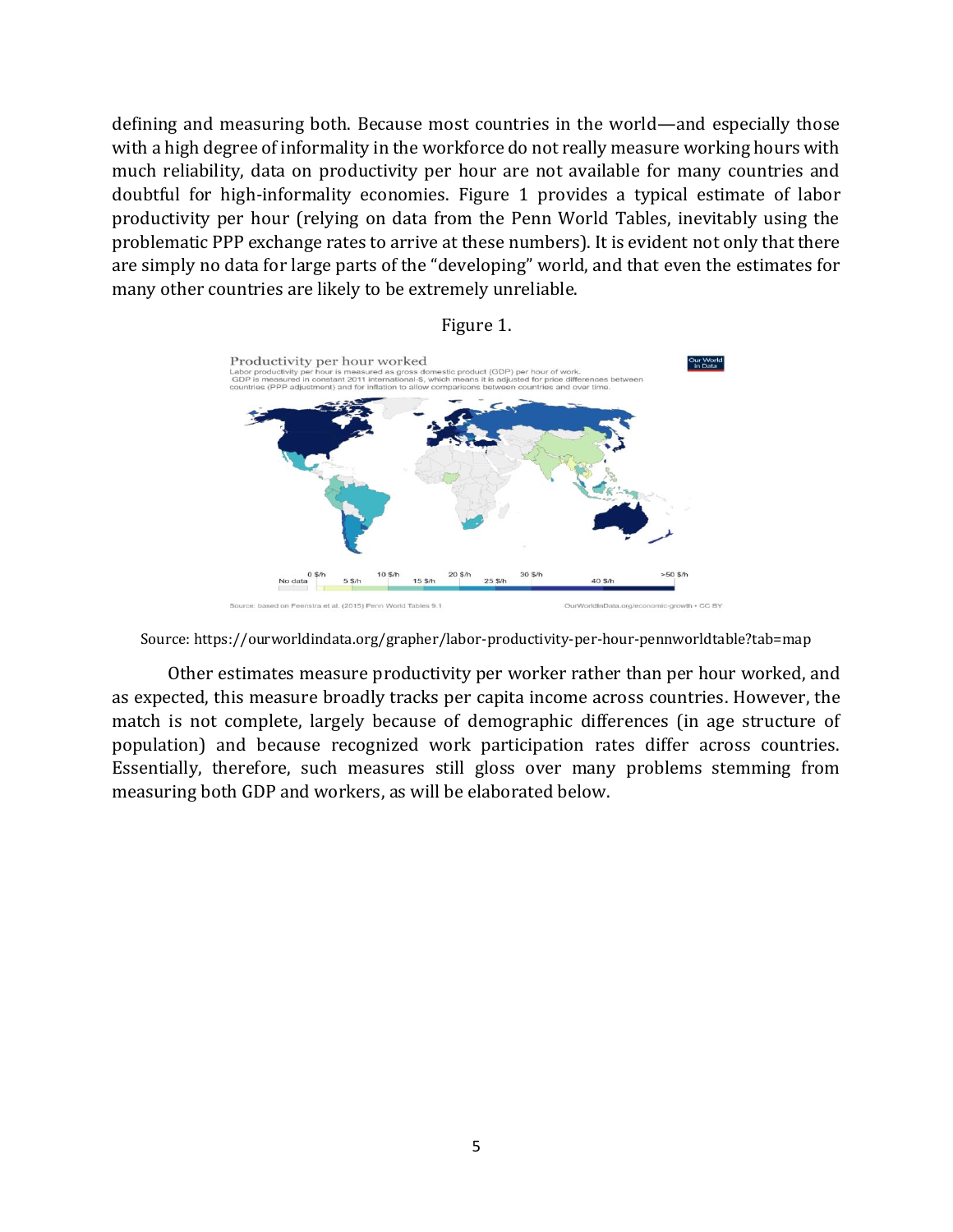defining and measuring both. Because most countries in the world—and especially those with a high degree of informality in the workforce do not really measure working hours with much reliability, data on productivity per hour are not available for many countries and doubtful for high-informality economies. Figure 1 provides a typical estimate of labor productivity per hour (relying on data from the Penn World Tables, inevitably using the problematic PPP exchange rates to arrive at these numbers). It is evident not only that there are simply no data for large parts of the "developing" world, and that even the estimates for many other countries are likely to be extremely unreliable.

Figure 1.

Productivity per hour worked

Labor productivity per hour is measured as gross domestic product (GDP) per hour of work. GDP is measured in constant 2011 international-$, which means it is adjusted for price differences between countries (PPP adjustment) and for inflation to allow comparisons between countries and over time.

Our World in Data

No data 0 $/h 5 $/h 10 $/h 15 $/h 20 $/h 25 $/h 30 $/h 40 $/h >50 $/h

Source: based on Feenstra et al. (2015) Penn World Tables 9.1

OurWorldInData.org/economic-growth • CC BY

Source: https://ourworldindata.org/grapher/labor-productivity-per-hour-pennworldtable?tab=map

Other estimates measure productivity per worker rather than per hour worked, and as expected, this measure broadly tracks per capita income across countries. However, the match is not complete, largely because of demographic differences (in age structure of population) and because recognized work participation rates differ across countries. Essentially, therefore, such measures still gloss over many problems stemming from measuring both GDP and workers, as will be elaborated below.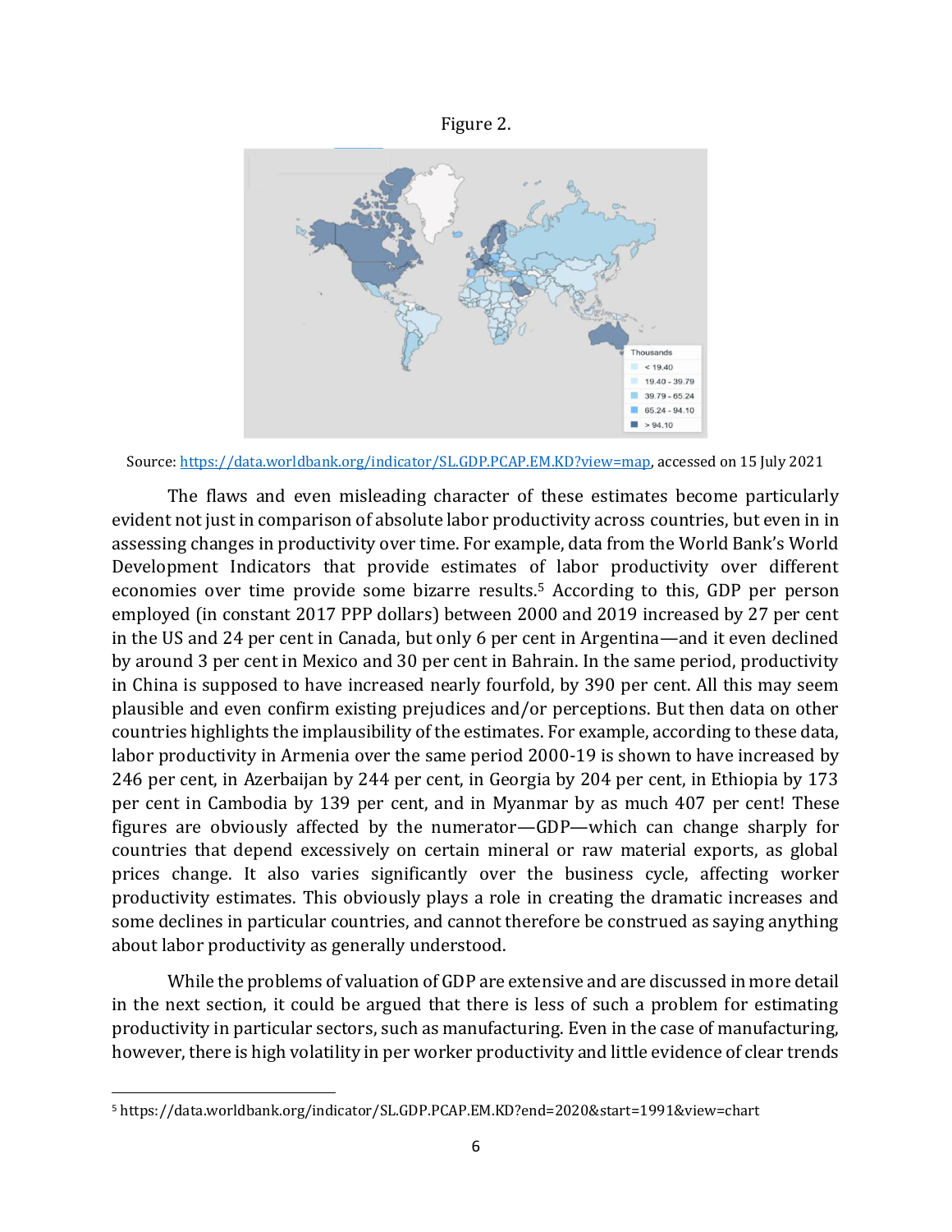Figure 2.

Thousands

< 19.40

19.40 - 39.79

39.79 - 65.24

65.24 - 94.10

> 94.10

Source: https://data.worldbank.org/indicator/SL.GDP.PCAP.EM.KD?view=map, accessed on 15 July 2021

The flaws and even misleading character of these estimates become particularly evident not just in comparison of absolute labor productivity across countries, but even in in assessing changes in productivity over time. For example, data from the World Bank's World Development Indicators that provide estimates of labor productivity over different economies over time provide some bizarre results.[5] According to this, GDP per person employed (in constant 2017 PPP dollars) between 2000 and 2019 increased by 27 per cent in the US and 24 per cent in Canada, but only 6 per cent in Argentina—and it even declined by around 3 per cent in Mexico and 30 per cent in Bahrain. In the same period, productivity in China is supposed to have increased nearly fourfold, by 390 per cent. All this may seem plausible and even confirm existing prejudices and/or perceptions. But then data on other countries highlights the implausibility of the estimates. For example, according to these data, labor productivity in Armenia over the same period 2000-19 is shown to have increased by 246 per cent, in Azerbaijan by 244 per cent, in Georgia by 204 per cent, in Ethiopia by 173 per cent in Cambodia by 139 per cent, and in Myanmar by as much 407 per cent! These figures are obviously affected by the numerator—GDP—which can change sharply for countries that depend excessively on certain mineral or raw material exports, as global prices change. It also varies significantly over the business cycle, affecting worker productivity estimates. This obviously plays a role in creating the dramatic increases and some declines in particular countries, and cannot therefore be construed as saying anything about labor productivity as generally understood.

While the problems of valuation of GDP are extensive and are discussed in more detail in the next section, it could be argued that there is less of such a problem for estimating productivity in particular sectors, such as manufacturing. Even in the case of manufacturing, however, there is high volatility in per worker productivity and little evidence of clear trends

[5] https://data.worldbank.org/indicator/SL.GDP.PCAP.EM.KD?end=2020&start=1991&view=chart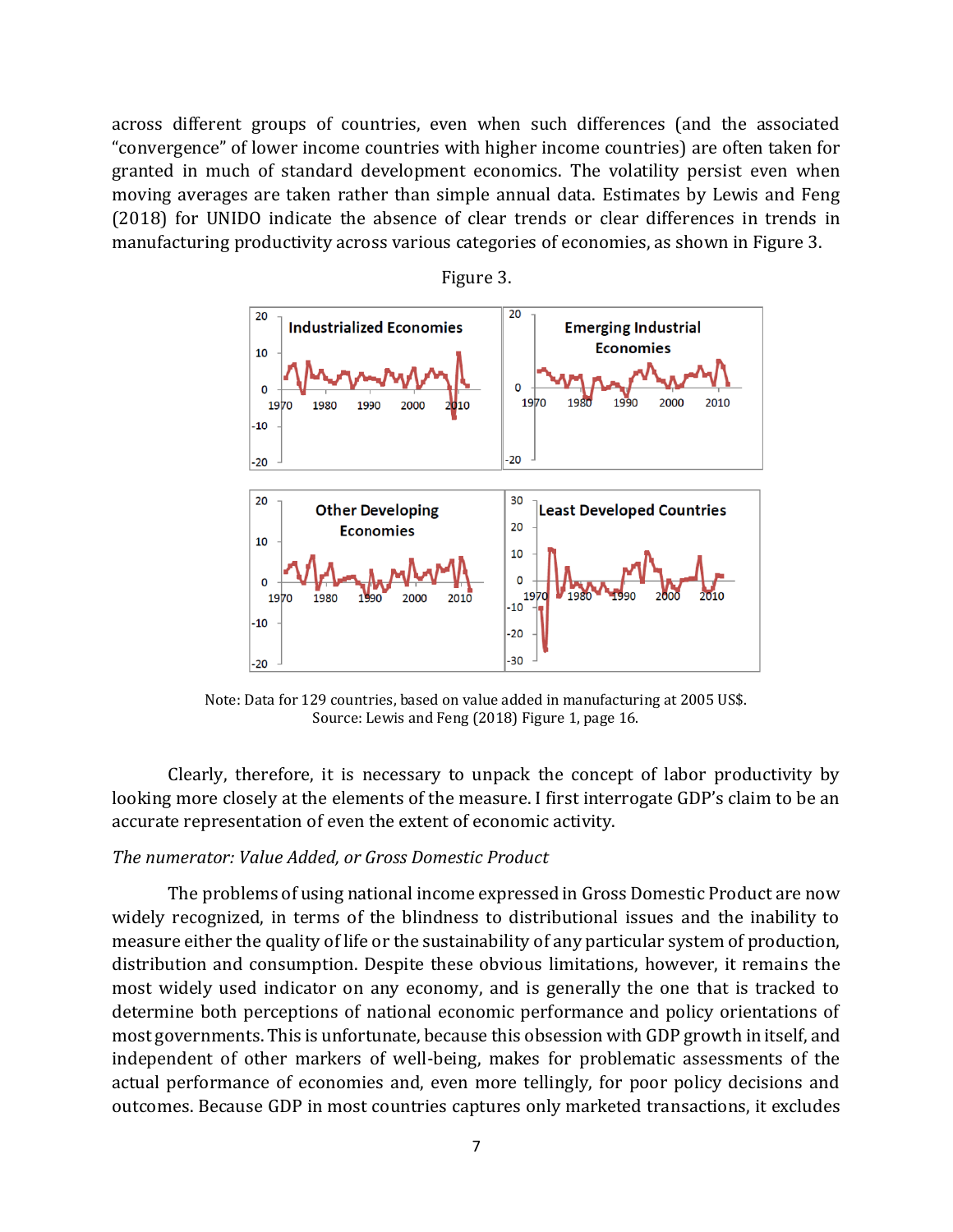across different groups of countries, even when such differences (and the associated "convergence" of lower income countries with higher income countries) are often taken for granted in much of standard development economics. The volatility persist even when moving averages are taken rather than simple annual data. Estimates by Lewis and Feng (2018) for UNIDO indicate the absence of clear trends or clear differences in trends in manufacturing productivity across various categories of economies, as shown in Figure 3.

Figure 3.

Note: Data for 129 countries, based on value added in manufacturing at 2005 US$.
Source: Lewis and Feng (2018) Figure 1, page 16.

Clearly, therefore, it is necessary to unpack the concept of labor productivity by looking more closely at the elements of the measure. I first interrogate GDP's claim to be an accurate representation of even the extent of economic activity.

*The numerator: Value Added, or Gross Domestic Product*

The problems of using national income expressed in Gross Domestic Product are now widely recognized, in terms of the blindness to distributional issues and the inability to measure either the quality of life or the sustainability of any particular system of production, distribution and consumption. Despite these obvious limitations, however, it remains the most widely used indicator on any economy, and is generally the one that is tracked to determine both perceptions of national economic performance and policy orientations of most governments. This is unfortunate, because this obsession with GDP growth in itself, and independent of other markers of well-being, makes for problematic assessments of the actual performance of economies and, even more tellingly, for poor policy decisions and outcomes. Because GDP in most countries captures only marketed transactions, it excludes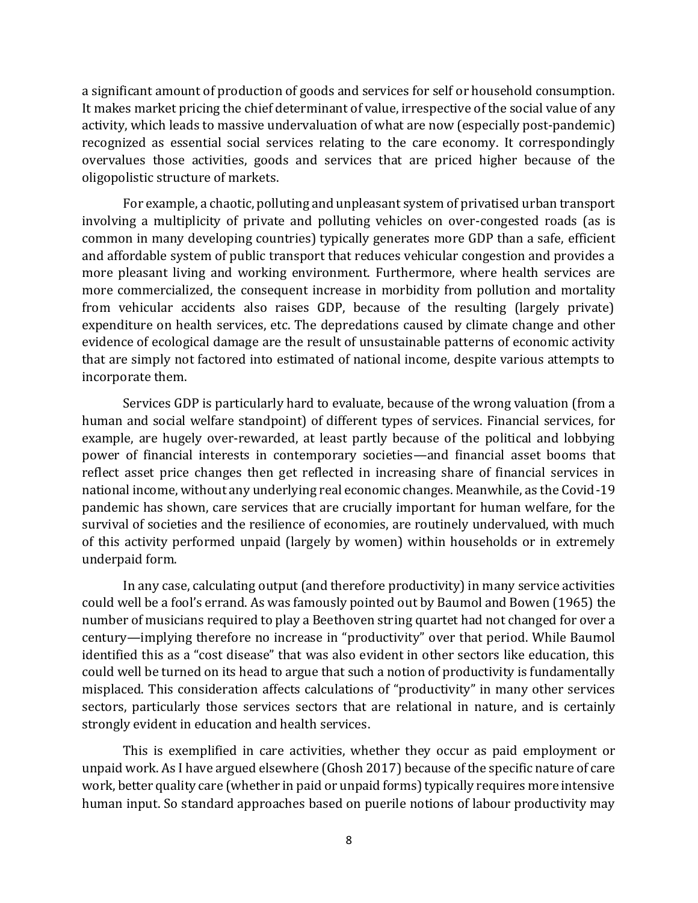a significant amount of production of goods and services for self or household consumption. It makes market pricing the chief determinant of value, irrespective of the social value of any activity, which leads to massive undervaluation of what are now (especially post-pandemic) recognized as essential social services relating to the care economy. It correspondingly overvalues those activities, goods and services that are priced higher because of the oligopolistic structure of markets.

For example, a chaotic, polluting and unpleasant system of privatised urban transport involving a multiplicity of private and polluting vehicles on over-congested roads (as is common in many developing countries) typically generates more GDP than a safe, efficient and affordable system of public transport that reduces vehicular congestion and provides a more pleasant living and working environment. Furthermore, where health services are more commercialized, the consequent increase in morbidity from pollution and mortality from vehicular accidents also raises GDP, because of the resulting (largely private) expenditure on health services, etc. The depredations caused by climate change and other evidence of ecological damage are the result of unsustainable patterns of economic activity that are simply not factored into estimated of national income, despite various attempts to incorporate them.

Services GDP is particularly hard to evaluate, because of the wrong valuation (from a human and social welfare standpoint) of different types of services. Financial services, for example, are hugely over-rewarded, at least partly because of the political and lobbying power of financial interests in contemporary societies—and financial asset booms that reflect asset price changes then get reflected in increasing share of financial services in national income, without any underlying real economic changes. Meanwhile, as the Covid-19 pandemic has shown, care services that are crucially important for human welfare, for the survival of societies and the resilience of economies, are routinely undervalued, with much of this activity performed unpaid (largely by women) within households or in extremely underpaid form.

In any case, calculating output (and therefore productivity) in many service activities could well be a fool's errand. As was famously pointed out by Baumol and Bowen (1965) the number of musicians required to play a Beethoven string quartet had not changed for over a century—implying therefore no increase in "productivity" over that period. While Baumol identified this as a "cost disease" that was also evident in other sectors like education, this could well be turned on its head to argue that such a notion of productivity is fundamentally misplaced. This consideration affects calculations of "productivity" in many other services sectors, particularly those services sectors that are relational in nature, and is certainly strongly evident in education and health services.

This is exemplified in care activities, whether they occur as paid employment or unpaid work. As I have argued elsewhere (Ghosh 2017) because of the specific nature of care work, better quality care (whether in paid or unpaid forms) typically requires more intensive human input. So standard approaches based on puerile notions of labour productivity may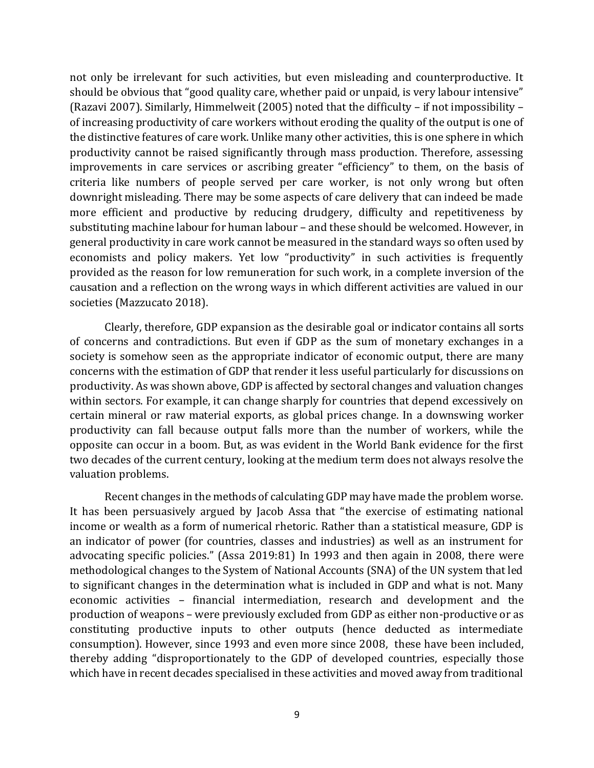not only be irrelevant for such activities, but even misleading and counterproductive. It should be obvious that "good quality care, whether paid or unpaid, is very labour intensive" (Razavi 2007). Similarly, Himmelweit (2005) noted that the difficulty – if not impossibility – of increasing productivity of care workers without eroding the quality of the output is one of the distinctive features of care work. Unlike many other activities, this is one sphere in which productivity cannot be raised significantly through mass production. Therefore, assessing improvements in care services or ascribing greater "efficiency" to them, on the basis of criteria like numbers of people served per care worker, is not only wrong but often downright misleading. There may be some aspects of care delivery that can indeed be made more efficient and productive by reducing drudgery, difficulty and repetitiveness by substituting machine labour for human labour – and these should be welcomed. However, in general productivity in care work cannot be measured in the standard ways so often used by economists and policy makers. Yet low "productivity" in such activities is frequently provided as the reason for low remuneration for such work, in a complete inversion of the causation and a reflection on the wrong ways in which different activities are valued in our societies (Mazzucato 2018).

Clearly, therefore, GDP expansion as the desirable goal or indicator contains all sorts of concerns and contradictions. But even if GDP as the sum of monetary exchanges in a society is somehow seen as the appropriate indicator of economic output, there are many concerns with the estimation of GDP that render it less useful particularly for discussions on productivity. As was shown above, GDP is affected by sectoral changes and valuation changes within sectors. For example, it can change sharply for countries that depend excessively on certain mineral or raw material exports, as global prices change. In a downswing worker productivity can fall because output falls more than the number of workers, while the opposite can occur in a boom. But, as was evident in the World Bank evidence for the first two decades of the current century, looking at the medium term does not always resolve the valuation problems.

Recent changes in the methods of calculating GDP may have made the problem worse. It has been persuasively argued by Jacob Assa that "the exercise of estimating national income or wealth as a form of numerical rhetoric. Rather than a statistical measure, GDP is an indicator of power (for countries, classes and industries) as well as an instrument for advocating specific policies." (Assa 2019:81) In 1993 and then again in 2008, there were methodological changes to the System of National Accounts (SNA) of the UN system that led to significant changes in the determination what is included in GDP and what is not. Many economic activities – financial intermediation, research and development and the production of weapons – were previously excluded from GDP as either non-productive or as constituting productive inputs to other outputs (hence deducted as intermediate consumption). However, since 1993 and even more since 2008, these have been included, thereby adding "disproportionately to the GDP of developed countries, especially those which have in recent decades specialised in these activities and moved away from traditional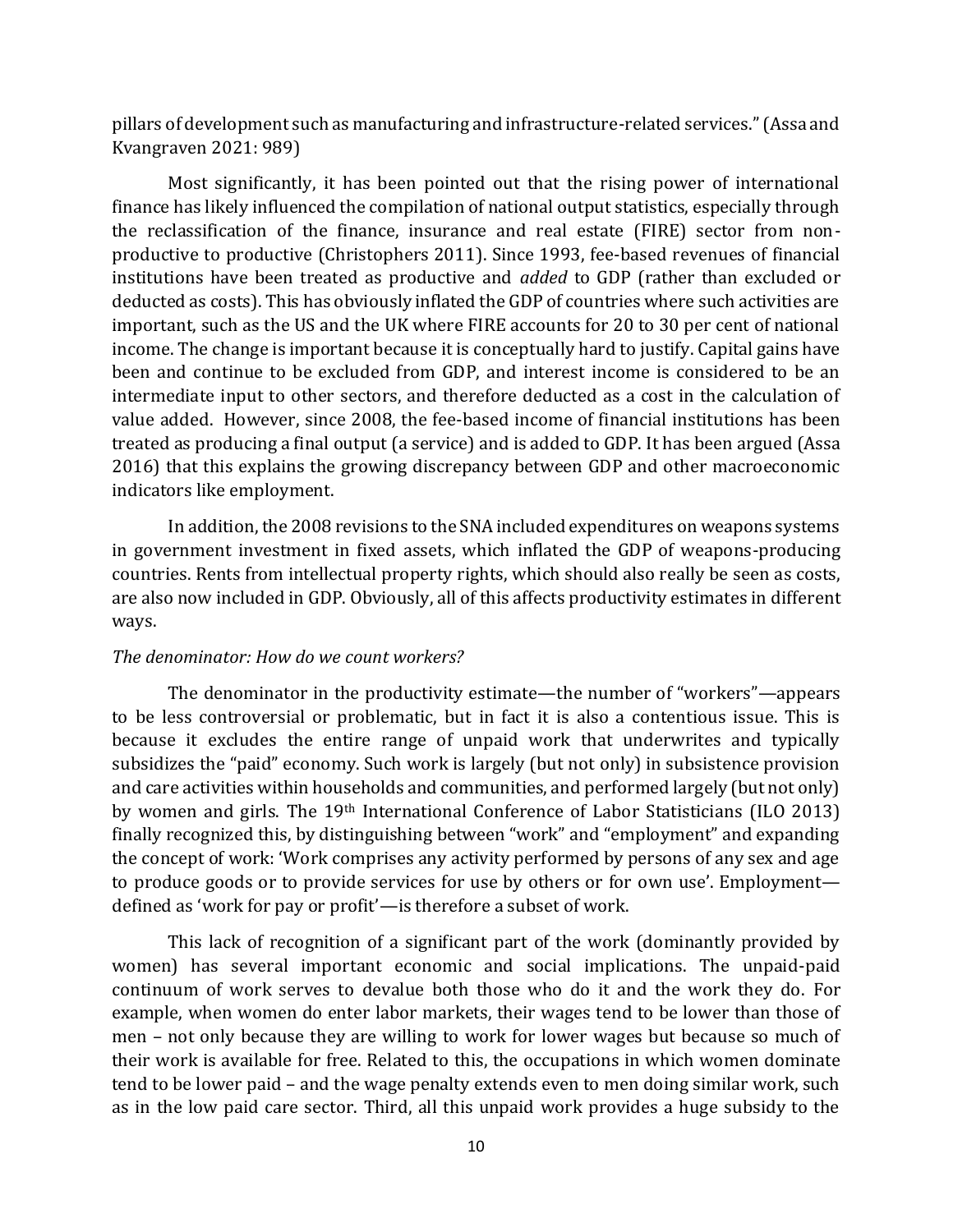pillars of development such as manufacturing and infrastructure-related services." (Assa and Kvangraven 2021: 989)

Most significantly, it has been pointed out that the rising power of international finance has likely influenced the compilation of national output statistics, especially through the reclassification of the finance, insurance and real estate (FIRE) sector from non-productive to productive (Christophers 2011). Since 1993, fee-based revenues of financial institutions have been treated as productive and *added* to GDP (rather than excluded or deducted as costs). This has obviously inflated the GDP of countries where such activities are important, such as the US and the UK where FIRE accounts for 20 to 30 per cent of national income. The change is important because it is conceptually hard to justify. Capital gains have been and continue to be excluded from GDP, and interest income is considered to be an intermediate input to other sectors, and therefore deducted as a cost in the calculation of value added. However, since 2008, the fee-based income of financial institutions has been treated as producing a final output (a service) and is added to GDP. It has been argued (Assa 2016) that this explains the growing discrepancy between GDP and other macroeconomic indicators like employment.

In addition, the 2008 revisions to the SNA included expenditures on weapons systems in government investment in fixed assets, which inflated the GDP of weapons-producing countries. Rents from intellectual property rights, which should also really be seen as costs, are also now included in GDP. Obviously, all of this affects productivity estimates in different ways.

*The denominator: How do we count workers?*

The denominator in the productivity estimate—the number of "workers"—appears to be less controversial or problematic, but in fact it is also a contentious issue. This is because it excludes the entire range of unpaid work that underwrites and typically subsidizes the "paid" economy. Such work is largely (but not only) in subsistence provision and care activities within households and communities, and performed largely (but not only) by women and girls. The 19th International Conference of Labor Statisticians (ILO 2013) finally recognized this, by distinguishing between "work" and "employment" and expanding the concept of work: 'Work comprises any activity performed by persons of any sex and age to produce goods or to provide services for use by others or for own use'. Employment—defined as 'work for pay or profit'—is therefore a subset of work.

This lack of recognition of a significant part of the work (dominantly provided by women) has several important economic and social implications. The unpaid-paid continuum of work serves to devalue both those who do it and the work they do. For example, when women do enter labor markets, their wages tend to be lower than those of men – not only because they are willing to work for lower wages but because so much of their work is available for free. Related to this, the occupations in which women dominate tend to be lower paid – and the wage penalty extends even to men doing similar work, such as in the low paid care sector. Third, all this unpaid work provides a huge subsidy to the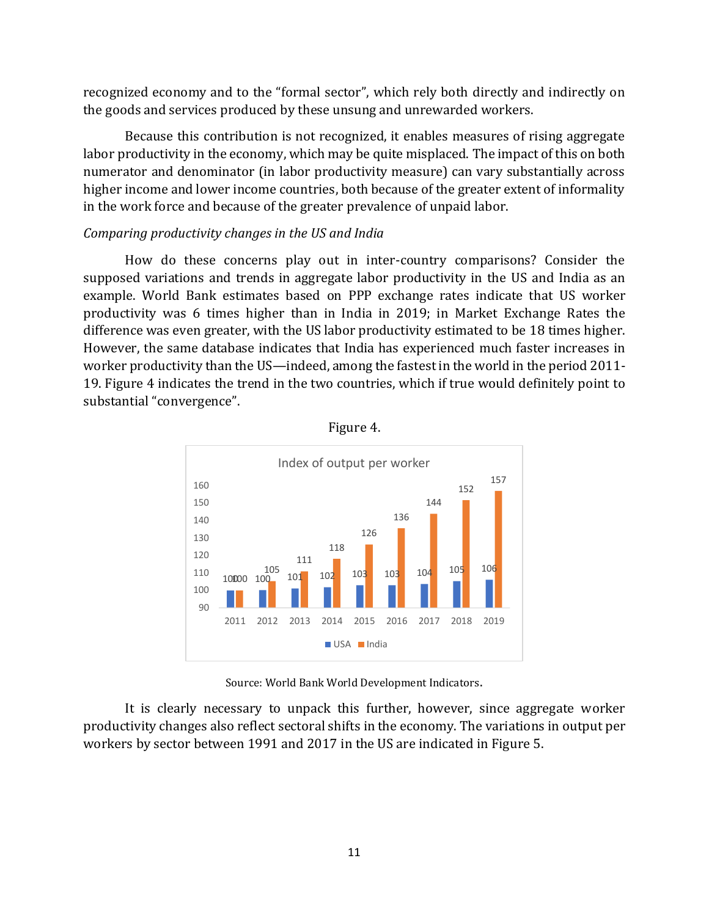recognized economy and to the "formal sector", which rely both directly and indirectly on the goods and services produced by these unsung and unrewarded workers.

Because this contribution is not recognized, it enables measures of rising aggregate labor productivity in the economy, which may be quite misplaced. The impact of this on both numerator and denominator (in labor productivity measure) can vary substantially across higher income and lower income countries, both because of the greater extent of informality in the work force and because of the greater prevalence of unpaid labor.

*Comparing productivity changes in the US and India*

How do these concerns play out in inter-country comparisons? Consider the supposed variations and trends in aggregate labor productivity in the US and India as an example. World Bank estimates based on PPP exchange rates indicate that US worker productivity was 6 times higher than in India in 2019; in Market Exchange Rates the difference was even greater, with the US labor productivity estimated to be 18 times higher. However, the same database indicates that India has experienced much faster increases in worker productivity than the US—indeed, among the fastest in the world in the period 2011-19. Figure 4 indicates the trend in the two countries, which if true would definitely point to substantial "convergence".

Figure 4.

Index of output per worker

160
150
140
130
120
110
100
90

2011: USA 100, India 100
2012: USA 100, India 105
2013: USA 101, India 111
2014: USA 102, India 118
2015: USA 103, India 126
2016: USA 103, India 136
2017: USA 104, India 144
2018: USA 105, India 152
2019: USA 106, India 157

USA India

Source: World Bank World Development Indicators.

It is clearly necessary to unpack this further, however, since aggregate worker productivity changes also reflect sectoral shifts in the economy. The variations in output per workers by sector between 1991 and 2017 in the US are indicated in Figure 5.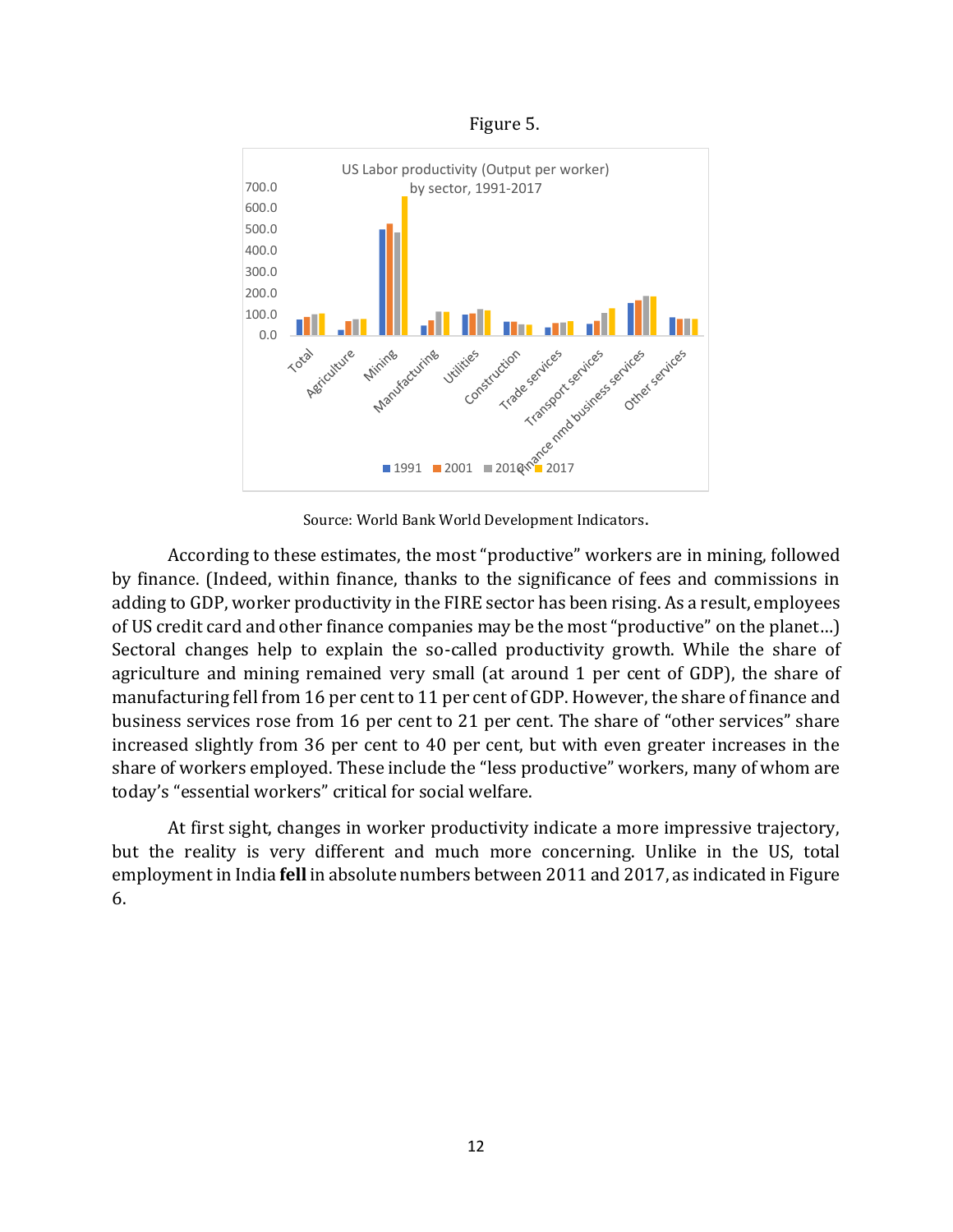Figure 5.

US Labor productivity (Output per worker)
by sector, 1991-2017

700.0
600.0
500.0
400.0
300.0
200.0
100.0
0.0

Total
Agriculture
Mining
Manufacturing
Utilities
Construction
Trade services
Transport services
Finance nmd business services
Other services

1991 2001 2010 2017

Source: World Bank World Development Indicators.

According to these estimates, the most "productive" workers are in mining, followed by finance. (Indeed, within finance, thanks to the significance of fees and commissions in adding to GDP, worker productivity in the FIRE sector has been rising. As a result, employees of US credit card and other finance companies may be the most "productive" on the planet…) Sectoral changes help to explain the so-called productivity growth. While the share of agriculture and mining remained very small (at around 1 per cent of GDP), the share of manufacturing fell from 16 per cent to 11 per cent of GDP. However, the share of finance and business services rose from 16 per cent to 21 per cent. The share of "other services" share increased slightly from 36 per cent to 40 per cent, but with even greater increases in the share of workers employed. These include the "less productive" workers, many of whom are today's "essential workers" critical for social welfare.

At first sight, changes in worker productivity indicate a more impressive trajectory, but the reality is very different and much more concerning. Unlike in the US, total employment in India **fell** in absolute numbers between 2011 and 2017, as indicated in Figure 6.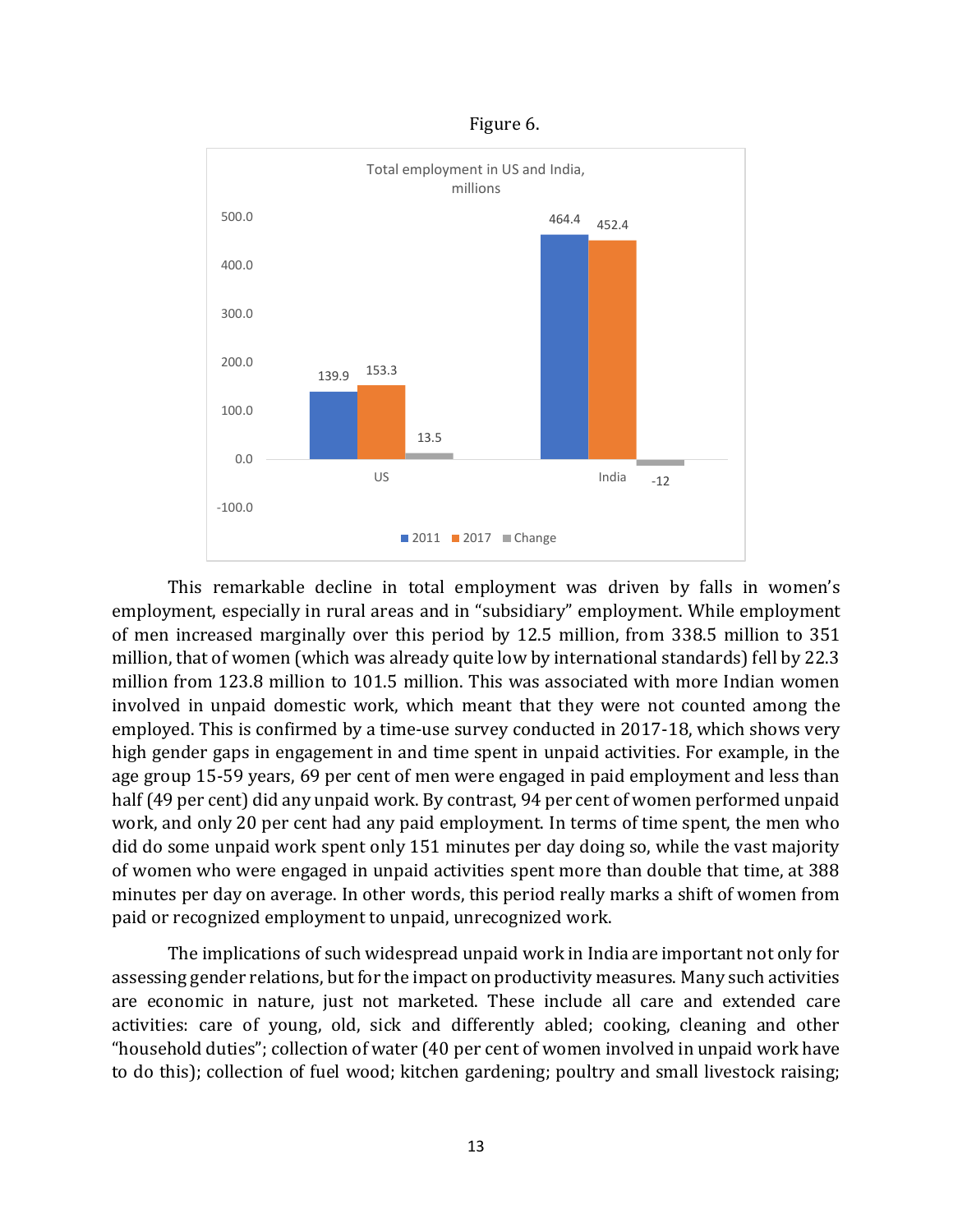Figure 6.

Total employment in US and India, millions

500.0
400.0
300.0
200.0
100.0
0.0
-100.0

139.9
153.3
13.5
US

464.4
452.4
-12
India

2011 2017 Change

This remarkable decline in total employment was driven by falls in women's employment, especially in rural areas and in "subsidiary" employment. While employment of men increased marginally over this period by 12.5 million, from 338.5 million to 351 million, that of women (which was already quite low by international standards) fell by 22.3 million from 123.8 million to 101.5 million. This was associated with more Indian women involved in unpaid domestic work, which meant that they were not counted among the employed. This is confirmed by a time-use survey conducted in 2017-18, which shows very high gender gaps in engagement in and time spent in unpaid activities. For example, in the age group 15-59 years, 69 per cent of men were engaged in paid employment and less than half (49 per cent) did any unpaid work. By contrast, 94 per cent of women performed unpaid work, and only 20 per cent had any paid employment. In terms of time spent, the men who did do some unpaid work spent only 151 minutes per day doing so, while the vast majority of women who were engaged in unpaid activities spent more than double that time, at 388 minutes per day on average. In other words, this period really marks a shift of women from paid or recognized employment to unpaid, unrecognized work.

The implications of such widespread unpaid work in India are important not only for assessing gender relations, but for the impact on productivity measures. Many such activities are economic in nature, just not marketed. These include all care and extended care activities: care of young, old, sick and differently abled; cooking, cleaning and other "household duties"; collection of water (40 per cent of women involved in unpaid work have to do this); collection of fuel wood; kitchen gardening; poultry and small livestock raising;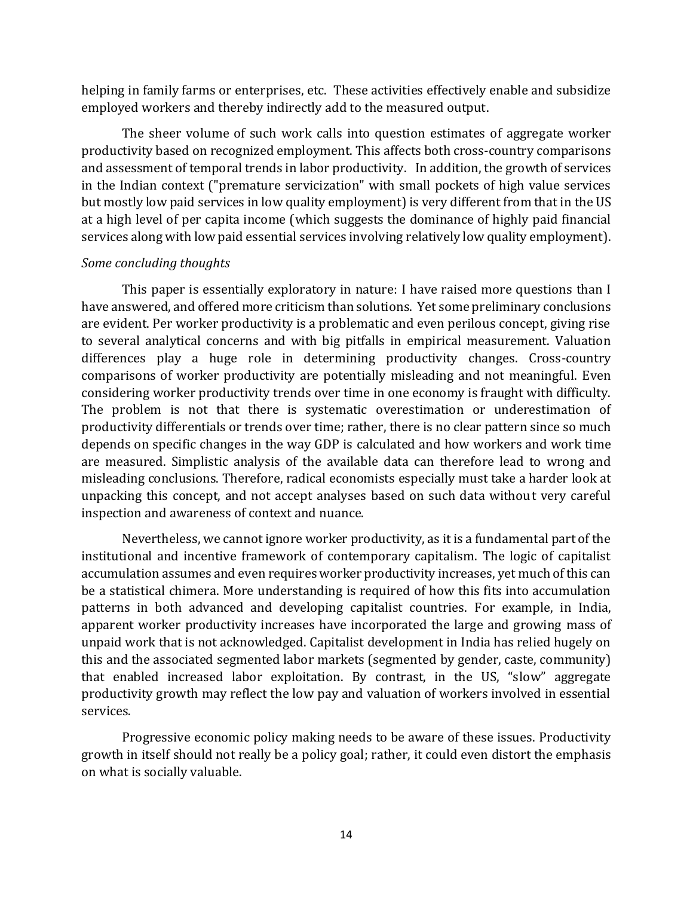helping in family farms or enterprises, etc. These activities effectively enable and subsidize employed workers and thereby indirectly add to the measured output.

The sheer volume of such work calls into question estimates of aggregate worker productivity based on recognized employment. This affects both cross-country comparisons and assessment of temporal trends in labor productivity. In addition, the growth of services in the Indian context ("premature servicization" with small pockets of high value services but mostly low paid services in low quality employment) is very different from that in the US at a high level of per capita income (which suggests the dominance of highly paid financial services along with low paid essential services involving relatively low quality employment).

*Some concluding thoughts*

This paper is essentially exploratory in nature: I have raised more questions than I have answered, and offered more criticism than solutions. Yet some preliminary conclusions are evident. Per worker productivity is a problematic and even perilous concept, giving rise to several analytical concerns and with big pitfalls in empirical measurement. Valuation differences play a huge role in determining productivity changes. Cross-country comparisons of worker productivity are potentially misleading and not meaningful. Even considering worker productivity trends over time in one economy is fraught with difficulty. The problem is not that there is systematic overestimation or underestimation of productivity differentials or trends over time; rather, there is no clear pattern since so much depends on specific changes in the way GDP is calculated and how workers and work time are measured. Simplistic analysis of the available data can therefore lead to wrong and misleading conclusions. Therefore, radical economists especially must take a harder look at unpacking this concept, and not accept analyses based on such data without very careful inspection and awareness of context and nuance.

Nevertheless, we cannot ignore worker productivity, as it is a fundamental part of the institutional and incentive framework of contemporary capitalism. The logic of capitalist accumulation assumes and even requires worker productivity increases, yet much of this can be a statistical chimera. More understanding is required of how this fits into accumulation patterns in both advanced and developing capitalist countries. For example, in India, apparent worker productivity increases have incorporated the large and growing mass of unpaid work that is not acknowledged. Capitalist development in India has relied hugely on this and the associated segmented labor markets (segmented by gender, caste, community) that enabled increased labor exploitation. By contrast, in the US, "slow" aggregate productivity growth may reflect the low pay and valuation of workers involved in essential services.

Progressive economic policy making needs to be aware of these issues. Productivity growth in itself should not really be a policy goal; rather, it could even distort the emphasis on what is socially valuable.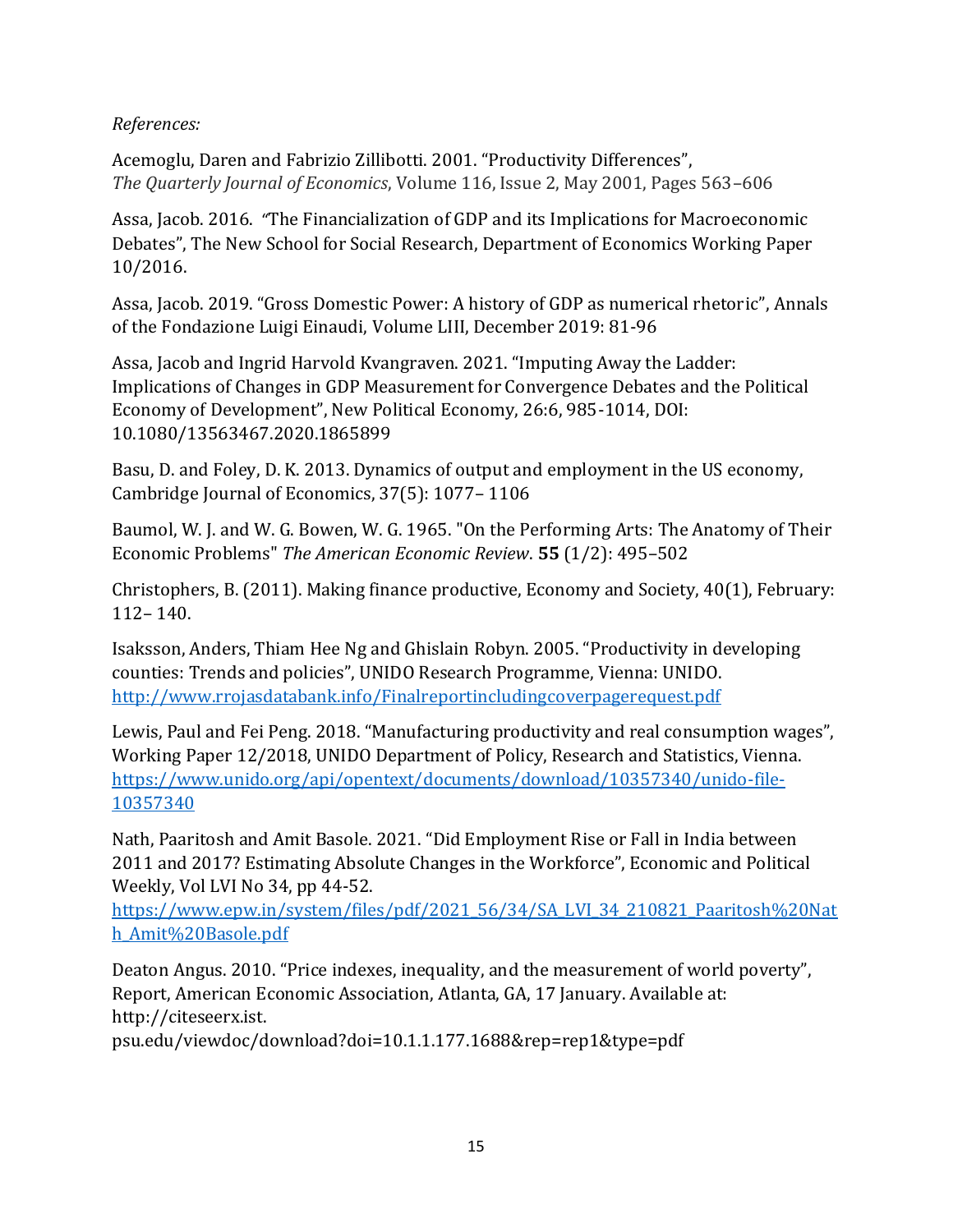*References:*

Acemoglu, Daren and Fabrizio Zillibotti. 2001. "Productivity Differences", *The Quarterly Journal of Economics*, Volume 116, Issue 2, May 2001, Pages 563–606

Assa, Jacob. 2016. "The Financialization of GDP and its Implications for Macroeconomic Debates", The New School for Social Research, Department of Economics Working Paper 10/2016.

Assa, Jacob. 2019. "Gross Domestic Power: A history of GDP as numerical rhetoric", Annals of the Fondazione Luigi Einaudi, Volume LIII, December 2019: 81-96

Assa, Jacob and Ingrid Harvold Kvangraven. 2021. "Imputing Away the Ladder: Implications of Changes in GDP Measurement for Convergence Debates and the Political Economy of Development", New Political Economy, 26:6, 985-1014, DOI: 10.1080/13563467.2020.1865899

Basu, D. and Foley, D. K. 2013. Dynamics of output and employment in the US economy, Cambridge Journal of Economics, 37(5): 1077– 1106

Baumol, W. J. and W. G. Bowen, W. G. 1965. "On the Performing Arts: The Anatomy of Their Economic Problems" *The American Economic Review*. **55** (1/2): 495–502

Christophers, B. (2011). Making finance productive, Economy and Society, 40(1), February: 112– 140.

Isaksson, Anders, Thiam Hee Ng and Ghislain Robyn. 2005. "Productivity in developing counties: Trends and policies", UNIDO Research Programme, Vienna: UNIDO. http://www.rrojasdatabank.info/Finalreportincludingcoverpagerequest.pdf

Lewis, Paul and Fei Peng. 2018. "Manufacturing productivity and real consumption wages", Working Paper 12/2018, UNIDO Department of Policy, Research and Statistics, Vienna. https://www.unido.org/api/opentext/documents/download/10357340/unido-file-10357340

Nath, Paaritosh and Amit Basole. 2021. "Did Employment Rise or Fall in India between 2011 and 2017? Estimating Absolute Changes in the Workforce", Economic and Political Weekly, Vol LVI No 34, pp 44-52. https://www.epw.in/system/files/pdf/2021_56/34/SA_LVI_34_210821_Paaritosh%20Nath_Amit%20Basole.pdf

Deaton Angus. 2010. "Price indexes, inequality, and the measurement of world poverty", Report, American Economic Association, Atlanta, GA, 17 January. Available at: http://citeseerx.ist.psu.edu/viewdoc/download?doi=10.1.1.177.1688&rep=rep1&type=pdf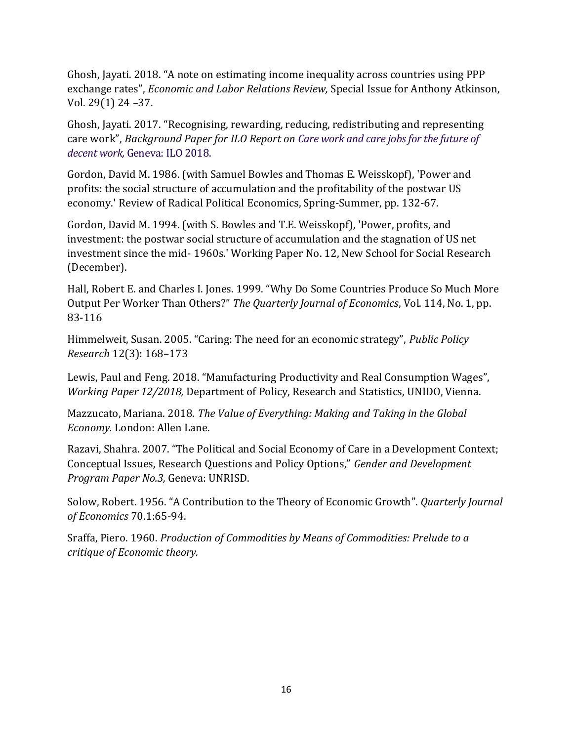Ghosh, Jayati. 2018. "A note on estimating income inequality across countries using PPP exchange rates", *Economic and Labor Relations Review,* Special Issue for Anthony Atkinson, Vol. 29(1) 24 –37.

Ghosh, Jayati. 2017. "Recognising, rewarding, reducing, redistributing and representing care work", *Background Paper for ILO Report on Care work and care jobs for the future of decent work,* Geneva: ILO 2018.

Gordon, David M. 1986. (with Samuel Bowles and Thomas E. Weisskopf), 'Power and profits: the social structure of accumulation and the profitability of the postwar US economy.' Review of Radical Political Economics, Spring-Summer, pp. 132-67.

Gordon, David M. 1994. (with S. Bowles and T.E. Weisskopf), 'Power, profits, and investment: the postwar social structure of accumulation and the stagnation of US net investment since the mid- 1960s.' Working Paper No. 12, New School for Social Research (December).

Hall, Robert E. and Charles I. Jones. 1999. "Why Do Some Countries Produce So Much More Output Per Worker Than Others?" *The Quarterly Journal of Economics*, Vol. 114, No. 1, pp. 83-116

Himmelweit, Susan. 2005. "Caring: The need for an economic strategy", *Public Policy Research* 12(3): 168–173

Lewis, Paul and Feng. 2018. "Manufacturing Productivity and Real Consumption Wages", *Working Paper 12/2018,* Department of Policy, Research and Statistics, UNIDO, Vienna.

Mazzucato, Mariana. 2018. *The Value of Everything: Making and Taking in the Global Economy.* London: Allen Lane.

Razavi, Shahra. 2007. "The Political and Social Economy of Care in a Development Context; Conceptual Issues, Research Questions and Policy Options," *Gender and Development Program Paper No.3,* Geneva: UNRISD.

Solow, Robert. 1956. "A Contribution to the Theory of Economic Growth". *Quarterly Journal of Economics* 70.1:65-94.

Sraffa, Piero. 1960. *Production of Commodities by Means of Commodities: Prelude to a critique of Economic theory.*